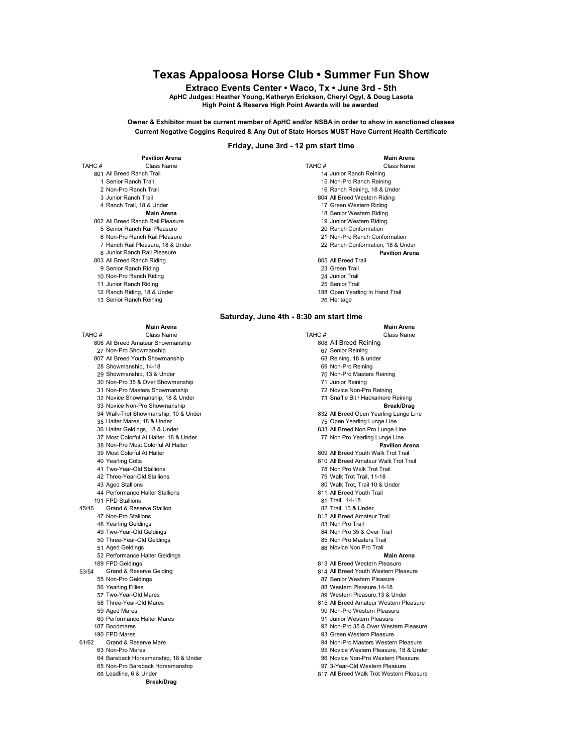# Texas Appaloosa Horse Club • Summer Fun Show

**Extraco Events Center • Waco, Tx • June 3rd - 5th**

**ApHC Judges: Heather Young, Katheryn Erickson, Cheryl Ogyl, & Doug Lasota**

**High Point & Reserve High Point Awards will be awarded**

**Owner & Exhibitor must be current member of ApHC and/or NSBA in order to show in sanctioned classes**

**Current Negative Coggins Required & Any Out of State Horses MUST Have Current Health Certificate**

## Friday, June 3rd - 12 pm start time

**Pavilion Arena**

| TAHC # | Class Name |
|---|---|
| 801 | All Breed Ranch Trail |
| 1 | Senior Ranch Trail |
| 2 | Non-Pro Ranch Trail |
| 3 | Junior Ranch Trail |
| 4 | Ranch Trail, 18 & Under |
| | **Main Arena** |
| 802 | All Breed Ranch Rail Pleasure |
| 5 | Senior Ranch Rail Pleasure |
| 6 | Non-Pro Ranch Rail Pleasure |
| 7 | Ranch Rail Pleasure, 18 & Under |
| 8 | Junior Ranch Rail Pleasure |
| 803 | All Breed Ranch Riding |
| 9 | Senior Ranch Riding |
| 10 | Non-Pro Ranch Riding |
| 11 | Junior Ranch Riding |
| 12 | Ranch Riding, 18 & Under |
| 13 | Senior Ranch Reining |

**Main Arena**

| TAHC # | Class Name |
|---|---|
| 14 | Junior Ranch Reining |
| 15 | Non-Pro Ranch Reining |
| 16 | Ranch Reining, 18 & Under |
| 804 | All Breed Western Riding |
| 17 | Green Western Riding |
| 18 | Senior Western Riding |
| 19 | Junior Western Riding |
| 20 | Ranch Conformation |
| 21 | Non-Pro Ranch Conformation |
| 22 | Ranch Conformation, 18 & Under |
| | **Pavilion Arena** |
| 805 | All Breed Trail |
| 23 | Green Trail |
| 24 | Junior Trail |
| 25 | Senior Trail |
| 188 | Open Yearling In Hand Trail |
| 26 | Heritage |

## Saturday, June 4th - 8:30 am start time

**Main Arena**

| TAHC # | Class Name |
|---|---|
| 806 | All Breed Amateur Showmanship |
| 27 | Non-Pro Showmanship |
| 807 | All Breed Youth Showmanship |
| 28 | Showmanship, 14-18 |
| 29 | Showmanship, 13 & Under |
| 30 | Non-Pro 35 & Over Showmanship |
| 31 | Non-Pro Masters Showmanship |
| 32 | Novice Showmanship, 18 & Under |
| 33 | Novice Non-Pro Showmanship |
| 34 | Walk-Trot Showmanship, 10 & Under |
| 35 | Halter Mares, 18 & Under |
| 36 | Halter Geldings, 18 & Under |
| 37 | Most Colorful At Halter, 18 & Under |
| 38 | Non-Pro Most Colorful At Halter |
| 39 | Most Colorful At Halter |
| 40 | Yearling Colts |
| 41 | Two-Year-Old Stallions |
| 42 | Three-Year-Old Stallions |
| 43 | Aged Stallions |
| 44 | Performance Halter Stallions |
| 191 | FPD Stallions |
| 45/46 | Grand & Reserve Stallion |
| 47 | Non-Pro Stallions |
| 48 | Yearling Geldings |
| 49 | Two-Year-Old Geldings |
| 50 | Three-Year-Old Geldings |
| 51 | Aged Geldings |
| 52 | Performance Halter Geldings |
| 189 | FPD Geldings |
| 53/54 | Grand & Reserve Gelding |
| 55 | Non-Pro Geldings |
| 56 | Yearling Fillies |
| 57 | Two-Year-Old Mares |
| 58 | Three-Year-Old Mares |
| 59 | Aged Mares |
| 60 | Performance Halter Mares |
| 187 | Boodmares |
| 190 | FPD Mares |
| 61/62 | Grand & Reserve Mare |
| 63 | Non-Pro Mares |
| 64 | Bareback Horsemanship, 18 & Under |
| 65 | Non-Pro Bareback Horsemanship |
| 66 | Leadline, 6 & Under |
| | **Break/Drag** |

**Main Arena**

| TAHC # | Class Name |
|---|---|
| 808 | All Breed Reining |
| 67 | Senior Reining |
| 68 | Reining, 18 & under |
| 69 | Non-Pro Reining |
| 70 | Non-Pro Masters Reining |
| 71 | Junior Reining |
| 72 | Novice Non-Pro Reining |
| 73 | Snaffle Bit / Hackamore Reining |
| | **Break/Drag** |
| 832 | All Breed Open Yearling Lunge Line |
| 75 | Open Yearling Lunge Line |
| 833 | All Breed Non Pro Lunge Line |
| 77 | Non Pro Yearling Lunge Line |
| | **Pavilion Arena** |
| 809 | All Breed Youth Walk Trot Trail |
| 810 | All Breed Amateur Walk Trot Trail |
| 78 | Non Pro Walk Trot Trail |
| 79 | Walk Trot Trail, 11-18 |
| 80 | Walk Trot, Trail 10 & Under |
| 811 | All Breed Youth Trail |
| 81 | Trail, 14-18 |
| 82 | Trail, 13 & Under |
| 812 | All Breed Amateur Trail |
| 83 | Non Pro Trail |
| 84 | Non Pro 35 & Over Trail |
| 85 | Non Pro Masters Trail |
| 86 | Novice Non Pro Trail |
| | **Main Arena** |
| 813 | All Breed Western Pleasure |
| 814 | All Breed Youth Western Pleasure |
| 87 | Senior Western Pleasure |
| 88 | Western Pleasure,14-18 |
| 89 | Western Pleasure,13 & Under |
| 815 | All Breed Amateur Western Pleasure |
| 90 | Non-Pro Western Pleasure |
| 91 | Junior Western Pleasure |
| 92 | Non-Pro 35 & Over Western Pleasure |
| 93 | Green Western Pleasure |
| 94 | Non-Pro Masters Western Pleasure |
| 95 | Novice Western Pleasure, 18 & Under |
| 96 | Novice Non-Pro Western Pleasure |
| 97 | 3-Year-Old Western Pleasure |
| 817 | All Breed Walk Trot Western Pleasure |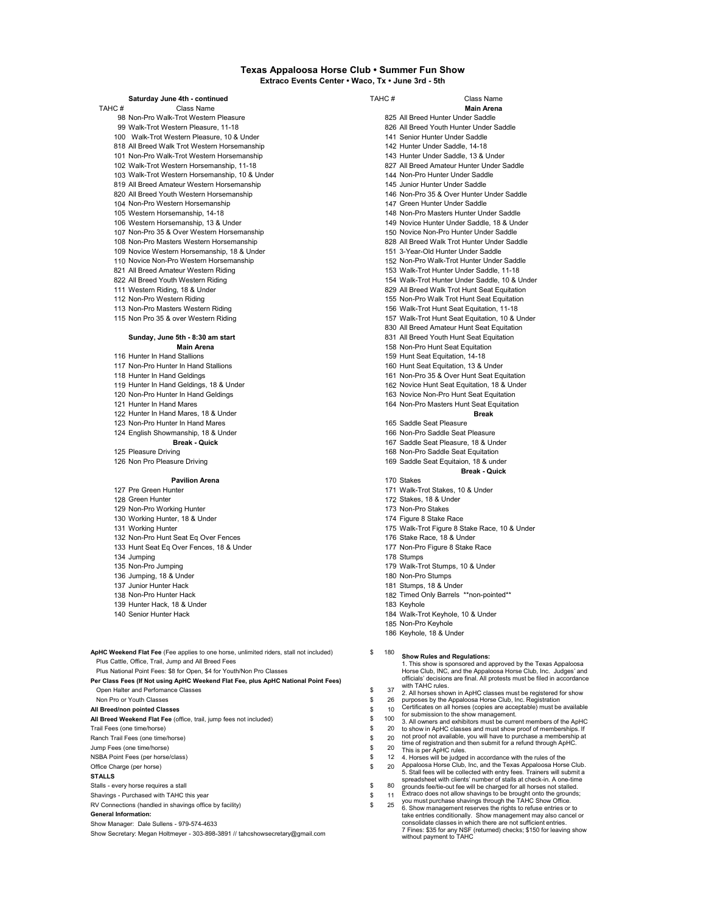# Texas Appaloosa Horse Club • Summer Fun Show

**Extraco Events Center • Waco, Tx • June 3rd - 5th**

### Saturday June 4th - continued

| TAHC # | Class Name |
|---|---|
| 98 | Non-Pro Walk-Trot Western Pleasure |
| 99 | Walk-Trot Western Pleasure, 11-18 |
| 100 | Walk-Trot Western Pleasure, 10 & Under |
| 818 | All Breed Walk Trot Western Horsemanship |
| 101 | Non-Pro Walk-Trot Western Horsemanship |
| 102 | Walk-Trot Western Horsemanship, 11-18 |
| 103 | Walk-Trot Western Horsemanship, 10 & Under |
| 819 | All Breed Amateur Western Horsemanship |
| 820 | All Breed Youth Western Horsemanship |
| 104 | Non-Pro Western Horsemanship |
| 105 | Western Horsemanship, 14-18 |
| 106 | Western Horsemanship, 13 & Under |
| 107 | Non-Pro 35 & Over Western Horsemanship |
| 108 | Non-Pro Masters Western Horsemanship |
| 109 | Novice Western Horsemanship, 18 & Under |
| 110 | Novice Non-Pro Western Horsemanship |
| 821 | All Breed Amateur Western Riding |
| 822 | All Breed Youth Western Riding |
| 111 | Western Riding, 18 & Under |
| 112 | Non-Pro Western Riding |
| 113 | Non-Pro Masters Western Riding |
| 115 | Non Pro 35 & over Western Riding |

### Sunday, June 5th - 8:30 am start

**Main Arena**

| TAHC # | Class Name |
|---|---|
| 116 | Hunter In Hand Stallions |
| 117 | Non-Pro Hunter In Hand Stallions |
| 118 | Hunter In Hand Geldings |
| 119 | Hunter In Hand Geldings, 18 & Under |
| 120 | Non-Pro Hunter In Hand Geldings |
| 121 | Hunter In Hand Mares |
| 122 | Hunter In Hand Mares, 18 & Under |
| 123 | Non-Pro Hunter In Hand Mares |
| 124 | English Showmanship, 18 & Under |
| | **Break - Quick** |
| 125 | Pleasure Driving |
| 126 | Non Pro Pleasure Driving |

**Pavilion Arena**

| TAHC # | Class Name |
|---|---|
| 127 | Pre Green Hunter |
| 128 | Green Hunter |
| 129 | Non-Pro Working Hunter |
| 130 | Working Hunter, 18 & Under |
| 131 | Working Hunter |
| 132 | Non-Pro Hunt Seat Eq Over Fences |
| 133 | Hunt Seat Eq Over Fences, 18 & Under |
| 134 | Jumping |
| 135 | Non-Pro Jumping |
| 136 | Jumping, 18 & Under |
| 137 | Junior Hunter Hack |
| 138 | Non-Pro Hunter Hack |
| 139 | Hunter Hack, 18 & Under |
| 140 | Senior Hunter Hack |

**Main Arena**

| TAHC # | Class Name |
|---|---|
| 825 | All Breed Hunter Under Saddle |
| 826 | All Breed Youth Hunter Under Saddle |
| 141 | Senior Hunter Under Saddle |
| 142 | Hunter Under Saddle, 14-18 |
| 143 | Hunter Under Saddle, 13 & Under |
| 827 | All Breed Amateur Hunter Under Saddle |
| 144 | Non-Pro Hunter Under Saddle |
| 145 | Junior Hunter Under Saddle |
| 146 | Non-Pro 35 & Over Hunter Under Saddle |
| 147 | Green Hunter Under Saddle |
| 148 | Non-Pro Masters Hunter Under Saddle |
| 149 | Novice Hunter Under Saddle, 18 & Under |
| 150 | Novice Non-Pro Hunter Under Saddle |
| 828 | All Breed Walk Trot Hunter Under Saddle |
| 151 | 3-Year-Old Hunter Under Saddle |
| 152 | Non-Pro Walk-Trot Hunter Under Saddle |
| 153 | Walk-Trot Hunter Under Saddle, 11-18 |
| 154 | Walk-Trot Hunter Under Saddle, 10 & Under |
| 829 | All Breed Walk Trot Hunt Seat Equitation |
| 155 | Non-Pro Walk Trot Hunt Seat Equitation |
| 156 | Walk-Trot Hunt Seat Equitation, 11-18 |
| 157 | Walk-Trot Hunt Seat Equitation, 10 & Under |
| 830 | All Breed Amateur Hunt Seat Equitation |
| 831 | All Breed Youth Hunt Seat Equitation |
| 158 | Non-Pro Hunt Seat Equitation |
| 159 | Hunt Seat Equitation, 14-18 |
| 160 | Hunt Seat Equitation, 13 & Under |
| 161 | Non-Pro 35 & Over Hunt Seat Equitation |
| 162 | Novice Hunt Seat Equitation, 18 & Under |
| 163 | Novice Non-Pro Hunt Seat Equitation |
| 164 | Non-Pro Masters Hunt Seat Equitation |
| | **Break** |
| 165 | Saddle Seat Pleasure |
| 166 | Non-Pro Saddle Seat Pleasure |
| 167 | Saddle Seat Pleasure, 18 & Under |
| 168 | Non-Pro Saddle Seat Equitation |
| 169 | Saddle Seat Equitaion, 18 & under |
| | **Break - Quick** |
| 170 | Stakes |
| 171 | Walk-Trot Stakes, 10 & Under |
| 172 | Stakes, 18 & Under |
| 173 | Non-Pro Stakes |
| 174 | Figure 8 Stake Race |
| 175 | Walk-Trot Figure 8 Stake Race, 10 & Under |
| 176 | Stake Race, 18 & Under |
| 177 | Non-Pro Figure 8 Stake Race |
| 178 | Stumps |
| 179 | Walk-Trot Stumps, 10 & Under |
| 180 | Non-Pro Stumps |
| 181 | Stumps, 18 & Under |
| 182 | Timed Only Barrels **non-pointed** |
| 183 | Keyhole |
| 184 | Walk-Trot Keyhole, 10 & Under |
| 185 | Non-Pro Keyhole |
| 186 | Keyhole, 18 & Under |

| Fees | | |
|---|---|---|
| **ApHC Weekend Flat Fee** (Fee applies to one horse, unlimited riders, stall not included) | $ | 180 |
| Plus Cattle, Office, Trail, Jump and All Breed Fees | | |
| Plus National Point Fees: $8 for Open, $4 for Youth/Non Pro Classes | | |
| **Per Class Fees (If Not using ApHC Weekend Flat Fee, plus ApHC National Point Fees)** | | |
| Open Halter and Perfomance Classes | $ | 37 |
| Non Pro or Youth Classes | $ | 26 |
| **All Breed/non pointed Classes** | $ | 10 |
| **All Breed Weekend Flat Fee** (office, trail, jump fees not included) | $ | 100 |
| Trail Fees (one time/horse) | $ | 20 |
| Ranch Trail Fees (one time/horse) | $ | 20 |
| Jump Fees (one time/horse) | $ | 20 |
| NSBA Point Fees (per horse/class) | $ | 12 |
| Office Charge (per horse) | $ | 20 |
| **STALLS** | | |
| Stalls - every horse requires a stall | $ | 80 |
| Shavings - Purchased with TAHC this year | $ | 11 |
| RV Connections (handled in shavings office by facility) | $ | 25 |

**General Information:**

Show Manager: Dale Sullens - 979-574-4633

Show Secretary: Megan Holtmeyer - 303-898-3891 // tahcshowsecretary@gmail.com

**Show Rules and Regulations:**

1. This show is sponsored and approved by the Texas Appaloosa Horse Club, INC, and the Appaloosa Horse Club, Inc. Judges' and officials' decisions are final. All protests must be filed in accordance with TAHC rules.
2. All horses shown in ApHC classes must be registered for show purposes by the Appaloosa Horse Club, Inc. Registration Certificates on all horses (copies are acceptable) must be available for submission to the show management.
3. All owners and exhibitors must be current members of the ApHC to show in ApHC classes and must show proof of memberships. If not proof not available, you will have to purchase a membership at time of registration and then submit for a refund through ApHC. This is per ApHC rules.
4. Horses will be judged in accordance with the rules of the Appaloosa Horse Club, Inc, and the Texas Appaloosa Horse Club.
5. Stall fees will be collected with entry fees. Trainers will submit a spreadsheet with clients' number of stalls at check-in. A one-time grounds fee/tie-out fee will be charged for all horses not stalled. Extraco does not allow shavings to be brought onto the grounds; you must purchase shavings through the TAHC Show Office.
6. Show management reserves the rights to refuse entries or to take entries conditionally. Show management may also cancel or consolidate classes in which there are not sufficient entries.
7 Fines: $35 for any NSF (returned) checks; $150 for leaving show without payment to TAHC